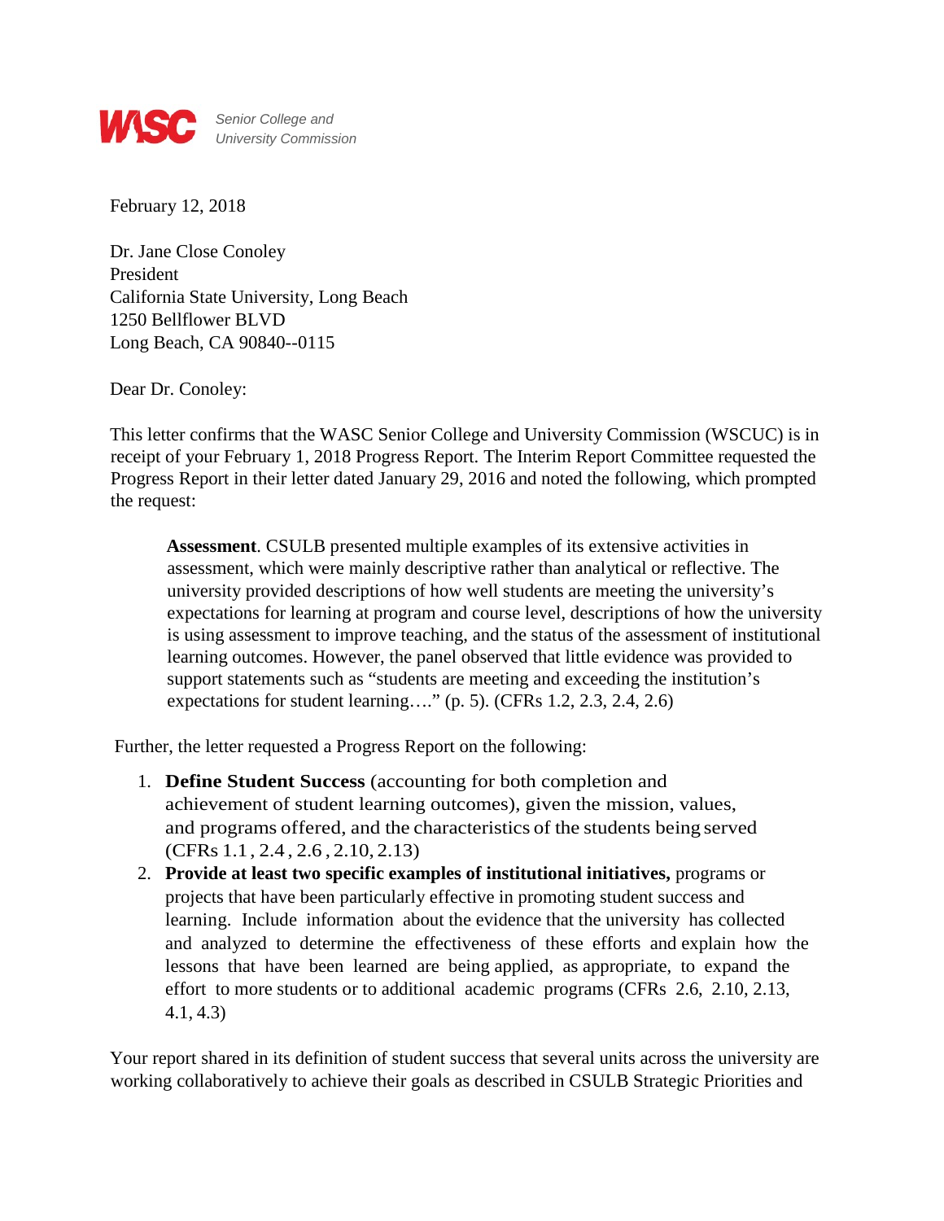WASC Senior College and University Commission

February 12, 2018

Dr. Jane Close Conoley
President
California State University, Long Beach
1250 Bellflower BLVD
Long Beach, CA 90840--0115

Dear Dr. Conoley:

This letter confirms that the WASC Senior College and University Commission (WSCUC) is in receipt of your February 1, 2018 Progress Report. The Interim Report Committee requested the Progress Report in their letter dated January 29, 2016 and noted the following, which prompted the request:

> **Assessment**. CSULB presented multiple examples of its extensive activities in assessment, which were mainly descriptive rather than analytical or reflective. The university provided descriptions of how well students are meeting the university's expectations for learning at program and course level, descriptions of how the university is using assessment to improve teaching, and the status of the assessment of institutional learning outcomes. However, the panel observed that little evidence was provided to support statements such as "students are meeting and exceeding the institution's expectations for student learning…." (p. 5). (CFRs 1.2, 2.3, 2.4, 2.6)

Further, the letter requested a Progress Report on the following:

1. **Define Student Success** (accounting for both completion and achievement of student learning outcomes), given the mission, values, and programs offered, and the characteristics of the students being served (CFRs 1.1 , 2.4 , 2.6 , 2.10, 2.13)
2. **Provide at least two specific examples of institutional initiatives,** programs or projects that have been particularly effective in promoting student success and learning. Include information about the evidence that the university has collected and analyzed to determine the effectiveness of these efforts and explain how the lessons that have been learned are being applied, as appropriate, to expand the effort to more students or to additional academic programs (CFRs 2.6, 2.10, 2.13, 4.1, 4.3)

Your report shared in its definition of student success that several units across the university are working collaboratively to achieve their goals as described in CSULB Strategic Priorities and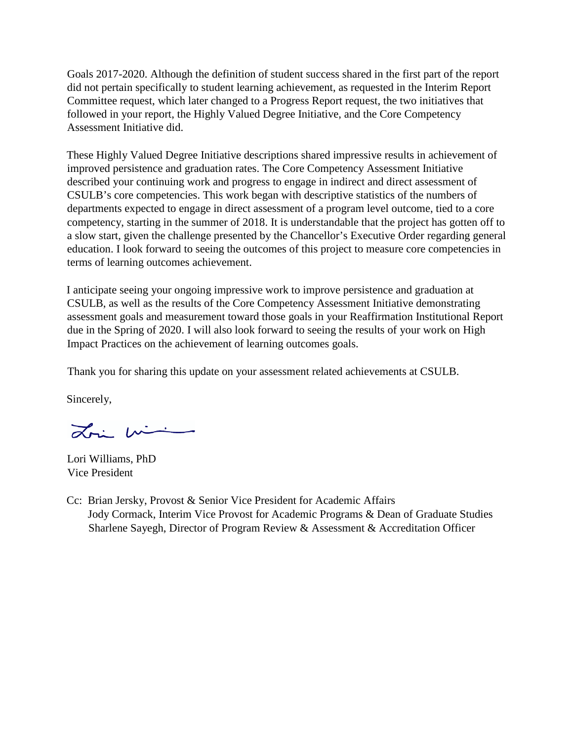Goals 2017-2020. Although the definition of student success shared in the first part of the report did not pertain specifically to student learning achievement, as requested in the Interim Report Committee request, which later changed to a Progress Report request, the two initiatives that followed in your report, the Highly Valued Degree Initiative, and the Core Competency Assessment Initiative did.

These Highly Valued Degree Initiative descriptions shared impressive results in achievement of improved persistence and graduation rates. The Core Competency Assessment Initiative described your continuing work and progress to engage in indirect and direct assessment of CSULB's core competencies. This work began with descriptive statistics of the numbers of departments expected to engage in direct assessment of a program level outcome, tied to a core competency, starting in the summer of 2018. It is understandable that the project has gotten off to a slow start, given the challenge presented by the Chancellor's Executive Order regarding general education. I look forward to seeing the outcomes of this project to measure core competencies in terms of learning outcomes achievement.

I anticipate seeing your ongoing impressive work to improve persistence and graduation at CSULB, as well as the results of the Core Competency Assessment Initiative demonstrating assessment goals and measurement toward those goals in your Reaffirmation Institutional Report due in the Spring of 2020. I will also look forward to seeing the results of your work on High Impact Practices on the achievement of learning outcomes goals.

Thank you for sharing this update on your assessment related achievements at CSULB.

Sincerely,

Lori Williams, PhD
Vice President

Cc: Brian Jersky, Provost & Senior Vice President for Academic Affairs
Jody Cormack, Interim Vice Provost for Academic Programs & Dean of Graduate Studies
Sharlene Sayegh, Director of Program Review & Assessment & Accreditation Officer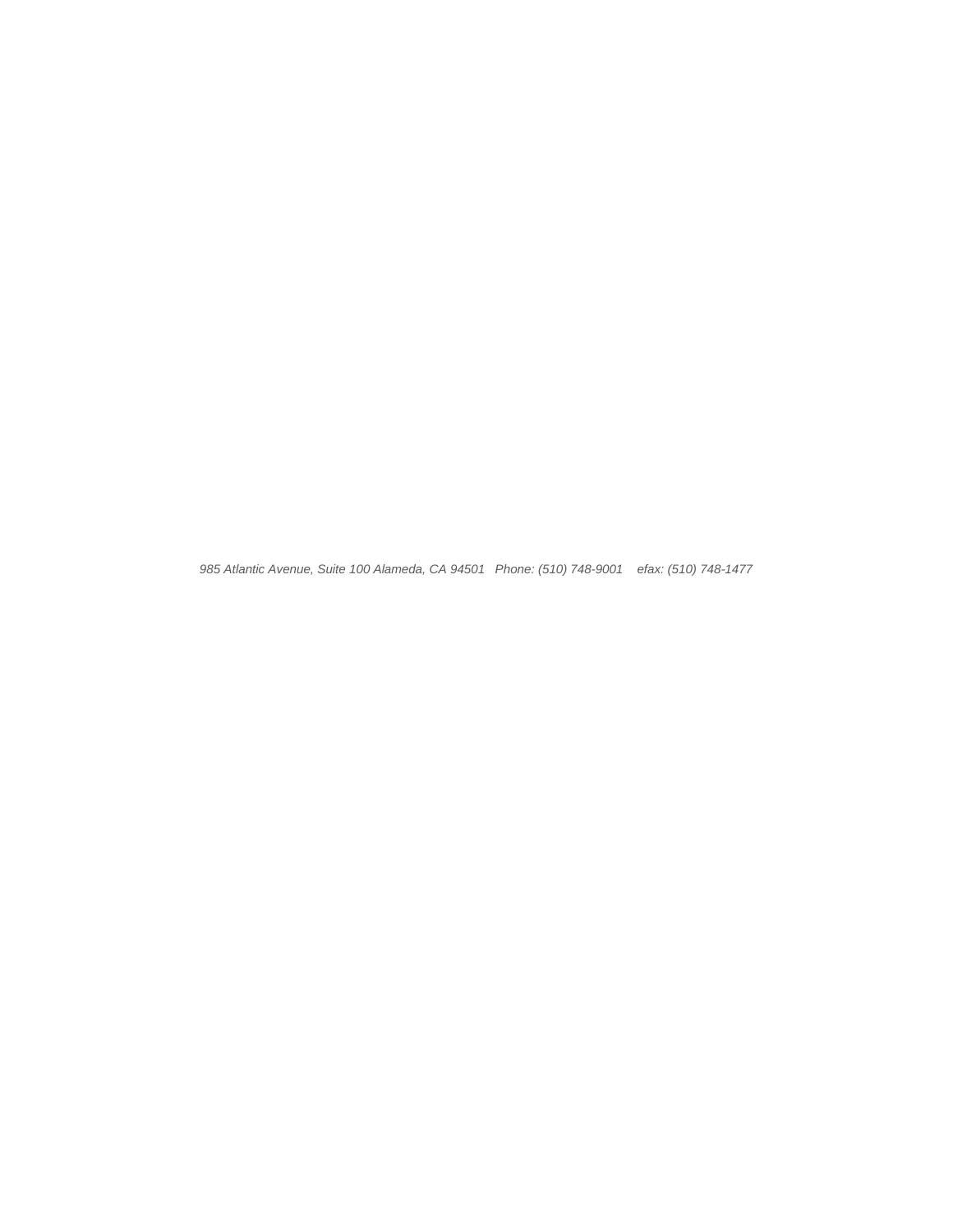*985 Atlantic Avenue, Suite 100 Alameda, CA 94501   Phone: (510) 748-9001    efax: (510) 748-1477*